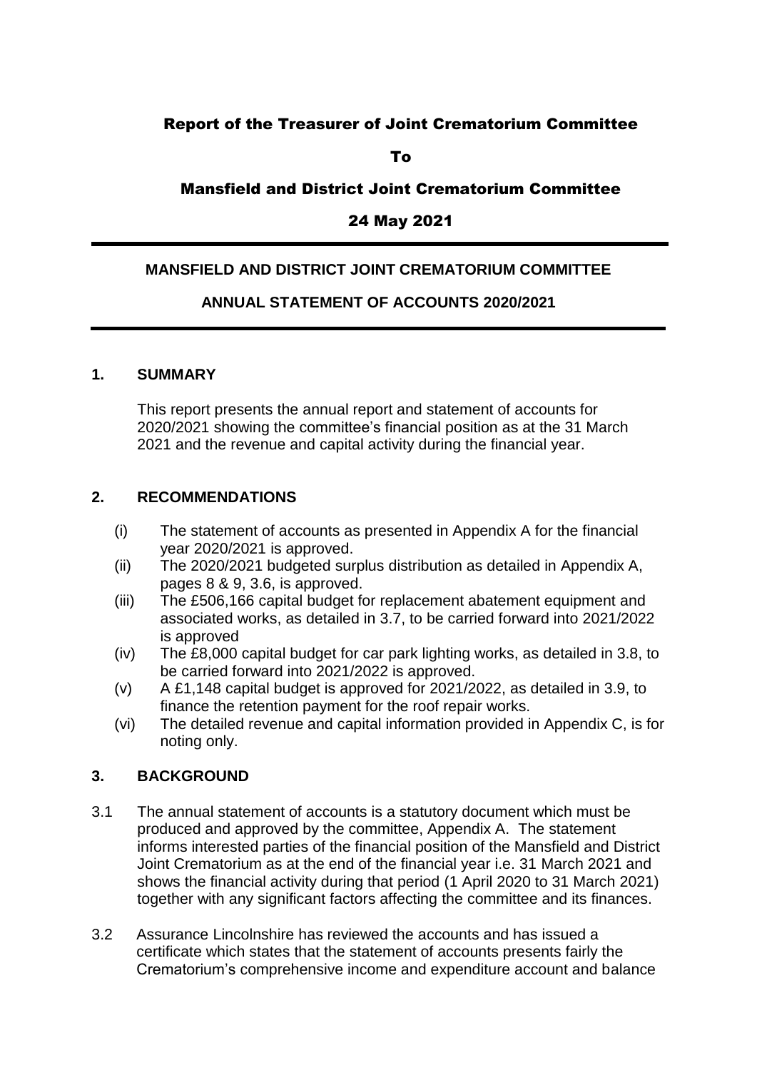# Report of the Treasurer of Joint Crematorium Committee

To

# Mansfield and District Joint Crematorium Committee

24 May 2021

## MANSFIELD AND DISTRICT JOINT CREMATORIUM COMMITTEE

## ANNUAL STATEMENT OF ACCOUNTS 2020/2021

### 1. SUMMARY

This report presents the annual report and statement of accounts for 2020/2021 showing the committee's financial position as at the 31 March 2021 and the revenue and capital activity during the financial year.

### 2. RECOMMENDATIONS

(i) The statement of accounts as presented in Appendix A for the financial year 2020/2021 is approved.

(ii) The 2020/2021 budgeted surplus distribution as detailed in Appendix A, pages 8 & 9, 3.6, is approved.

(iii) The £506,166 capital budget for replacement abatement equipment and associated works, as detailed in 3.7, to be carried forward into 2021/2022 is approved

(iv) The £8,000 capital budget for car park lighting works, as detailed in 3.8, to be carried forward into 2021/2022 is approved.

(v) A £1,148 capital budget is approved for 2021/2022, as detailed in 3.9, to finance the retention payment for the roof repair works.

(vi) The detailed revenue and capital information provided in Appendix C, is for noting only.

### 3. BACKGROUND

3.1 The annual statement of accounts is a statutory document which must be produced and approved by the committee, Appendix A. The statement informs interested parties of the financial position of the Mansfield and District Joint Crematorium as at the end of the financial year i.e. 31 March 2021 and shows the financial activity during that period (1 April 2020 to 31 March 2021) together with any significant factors affecting the committee and its finances.

3.2 Assurance Lincolnshire has reviewed the accounts and has issued a certificate which states that the statement of accounts presents fairly the Crematorium's comprehensive income and expenditure account and balance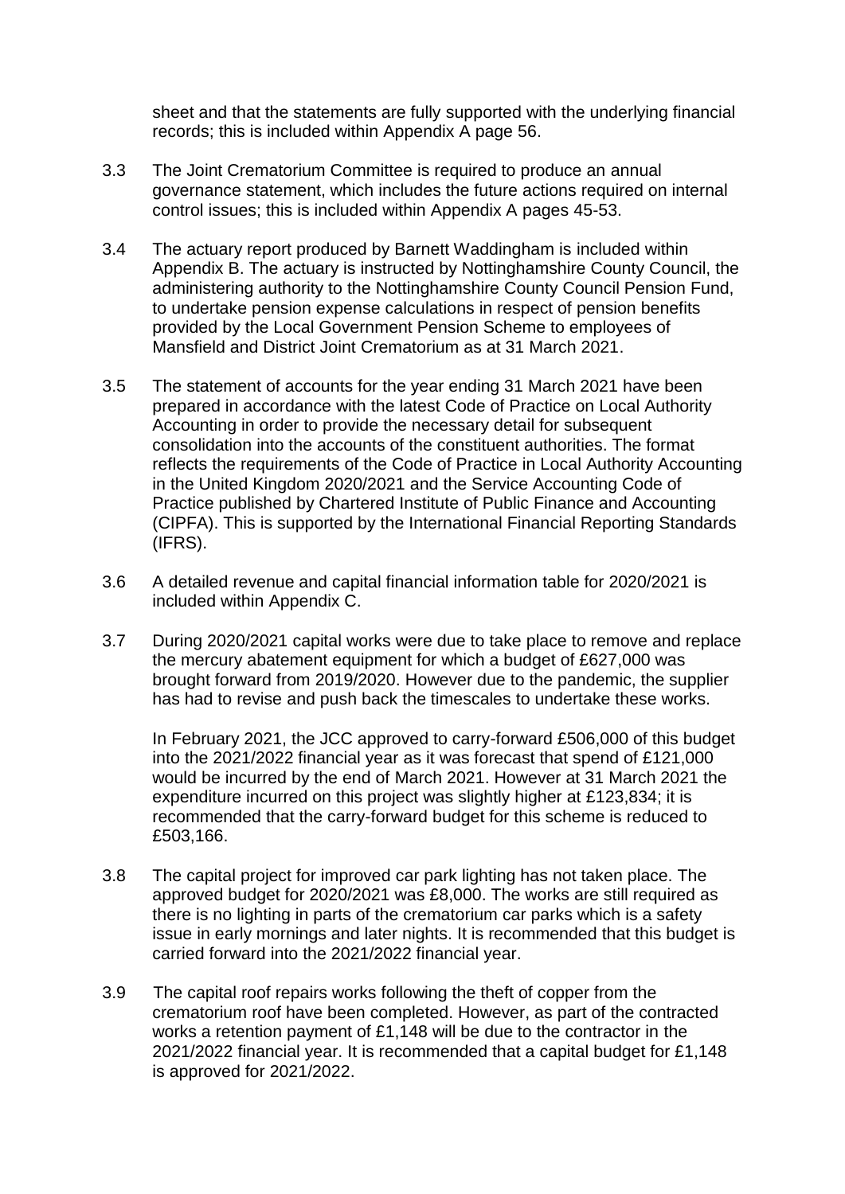sheet and that the statements are fully supported with the underlying financial records; this is included within Appendix A page 56.

3.3 The Joint Crematorium Committee is required to produce an annual governance statement, which includes the future actions required on internal control issues; this is included within Appendix A pages 45-53.

3.4 The actuary report produced by Barnett Waddingham is included within Appendix B. The actuary is instructed by Nottinghamshire County Council, the administering authority to the Nottinghamshire County Council Pension Fund, to undertake pension expense calculations in respect of pension benefits provided by the Local Government Pension Scheme to employees of Mansfield and District Joint Crematorium as at 31 March 2021.

3.5 The statement of accounts for the year ending 31 March 2021 have been prepared in accordance with the latest Code of Practice on Local Authority Accounting in order to provide the necessary detail for subsequent consolidation into the accounts of the constituent authorities. The format reflects the requirements of the Code of Practice in Local Authority Accounting in the United Kingdom 2020/2021 and the Service Accounting Code of Practice published by Chartered Institute of Public Finance and Accounting (CIPFA). This is supported by the International Financial Reporting Standards (IFRS).

3.6 A detailed revenue and capital financial information table for 2020/2021 is included within Appendix C.

3.7 During 2020/2021 capital works were due to take place to remove and replace the mercury abatement equipment for which a budget of £627,000 was brought forward from 2019/2020. However due to the pandemic, the supplier has had to revise and push back the timescales to undertake these works.

In February 2021, the JCC approved to carry-forward £506,000 of this budget into the 2021/2022 financial year as it was forecast that spend of £121,000 would be incurred by the end of March 2021. However at 31 March 2021 the expenditure incurred on this project was slightly higher at £123,834; it is recommended that the carry-forward budget for this scheme is reduced to £503,166.

3.8 The capital project for improved car park lighting has not taken place. The approved budget for 2020/2021 was £8,000. The works are still required as there is no lighting in parts of the crematorium car parks which is a safety issue in early mornings and later nights. It is recommended that this budget is carried forward into the 2021/2022 financial year.

3.9 The capital roof repairs works following the theft of copper from the crematorium roof have been completed. However, as part of the contracted works a retention payment of £1,148 will be due to the contractor in the 2021/2022 financial year. It is recommended that a capital budget for £1,148 is approved for 2021/2022.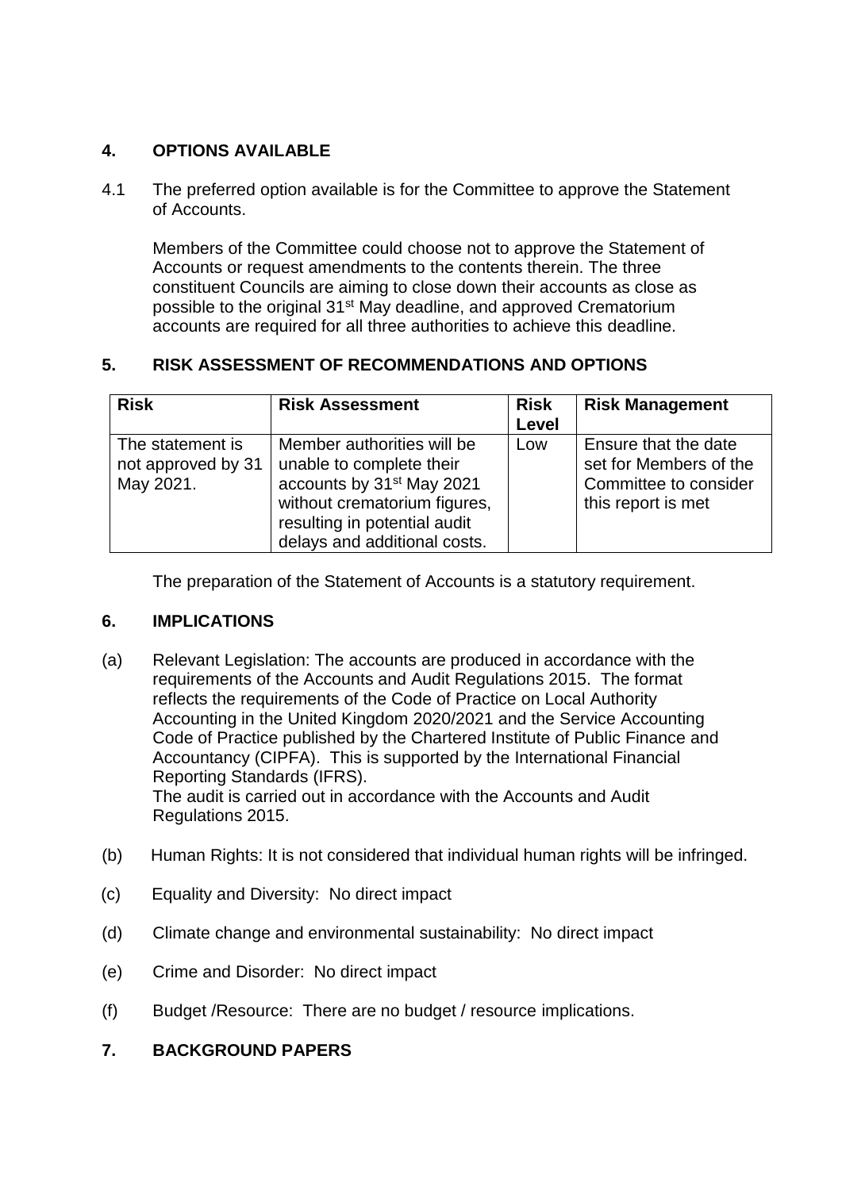## 4. OPTIONS AVAILABLE

4.1 The preferred option available is for the Committee to approve the Statement of Accounts.

Members of the Committee could choose not to approve the Statement of Accounts or request amendments to the contents therein. The three constituent Councils are aiming to close down their accounts as close as possible to the original 31st May deadline, and approved Crematorium accounts are required for all three authorities to achieve this deadline.

## 5. RISK ASSESSMENT OF RECOMMENDATIONS AND OPTIONS

| Risk | Risk Assessment | Risk Level | Risk Management |
|---|---|---|---|
| The statement is not approved by 31 May 2021. | Member authorities will be unable to complete their accounts by 31st May 2021 without crematorium figures, resulting in potential audit delays and additional costs. | Low | Ensure that the date set for Members of the Committee to consider this report is met |

The preparation of the Statement of Accounts is a statutory requirement.

## 6. IMPLICATIONS

(a) Relevant Legislation: The accounts are produced in accordance with the requirements of the Accounts and Audit Regulations 2015. The format reflects the requirements of the Code of Practice on Local Authority Accounting in the United Kingdom 2020/2021 and the Service Accounting Code of Practice published by the Chartered Institute of Public Finance and Accountancy (CIPFA). This is supported by the International Financial Reporting Standards (IFRS).
The audit is carried out in accordance with the Accounts and Audit Regulations 2015.

(b) Human Rights: It is not considered that individual human rights will be infringed.

(c) Equality and Diversity: No direct impact

(d) Climate change and environmental sustainability: No direct impact

(e) Crime and Disorder: No direct impact

(f) Budget /Resource: There are no budget / resource implications.

## 7. BACKGROUND PAPERS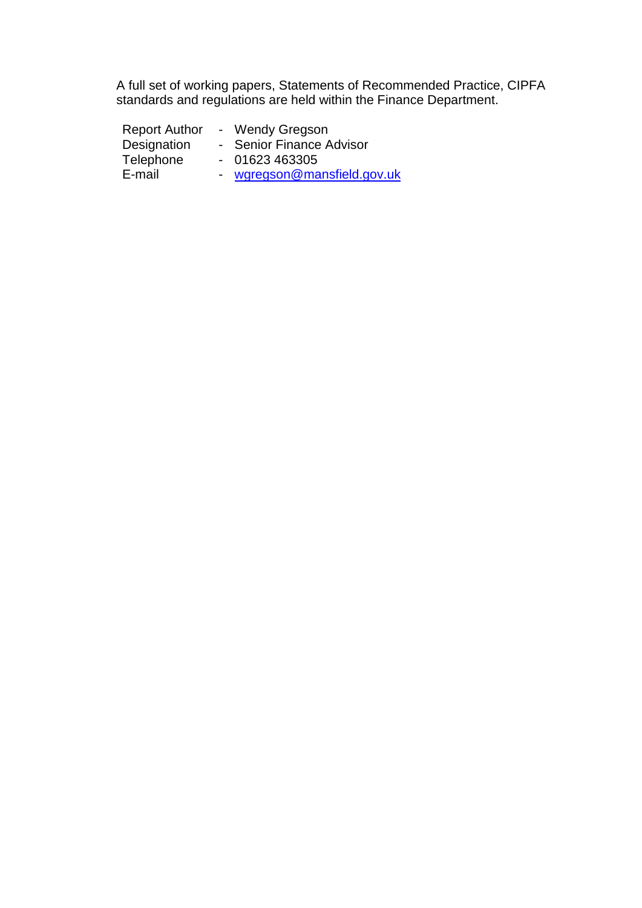A full set of working papers, Statements of Recommended Practice, CIPFA standards and regulations are held within the Finance Department.

| | | |
|---|---|---|
| Report Author | - | Wendy Gregson |
| Designation | - | Senior Finance Advisor |
| Telephone | - | 01623 463305 |
| E-mail | - | wgregson@mansfield.gov.uk |